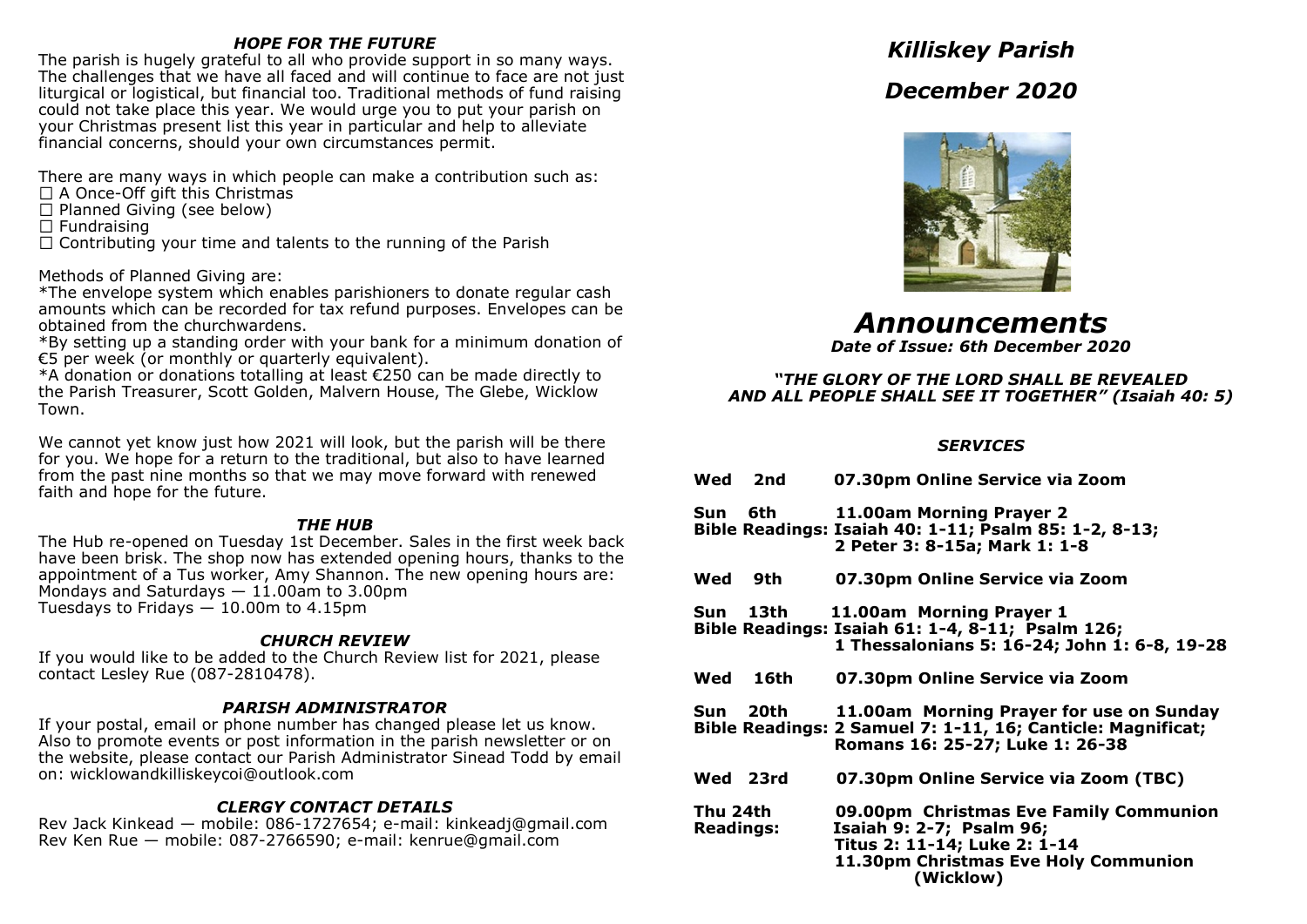### *HOPE FOR THE FUTURE*

The parish is hugely grateful to all who provide support in so many ways. The challenges that we have all faced and will continue to face are not just liturgical or logistical, but financial too. Traditional methods of fund raising could not take place this year. We would urge you to put your parish on your Christmas present list this year in particular and help to alleviate financial concerns, should your own circumstances permit.

There are many ways in which people can make a contribution such as:

- ☐ A Once-Off gift this Christmas
- ☐ Planned Giving (see below)
- ☐ Fundraising
- ☐ Contributing your time and talents to the running of the Parish

Methods of Planned Giving are:

*The envelope system which enables parishioners to donate regular cash amounts which can be recorded for tax refund purposes. Envelopes can be obtained from the churchwardens.

*By setting up a standing order with your bank for a minimum donation of €5 per week (or monthly or quarterly equivalent).

*A donation or donations totalling at least €250 can be made directly to the Parish Treasurer, Scott Golden, Malvern House, The Glebe, Wicklow Town.

We cannot yet know just how 2021 will look, but the parish will be there for you. We hope for a return to the traditional, but also to have learned from the past nine months so that we may move forward with renewed faith and hope for the future.

### *THE HUB*

The Hub re-opened on Tuesday 1st December. Sales in the first week back have been brisk. The shop now has extended opening hours, thanks to the appointment of a Tus worker, Amy Shannon. The new opening hours are:
Mondays and Saturdays — 11.00am to 3.00pm
Tuesdays to Fridays — 10.00m to 4.15pm

### *CHURCH REVIEW*

If you would like to be added to the Church Review list for 2021, please contact Lesley Rue (087-2810478).

### *PARISH ADMINISTRATOR*

If your postal, email or phone number has changed please let us know. Also to promote events or post information in the parish newsletter or on the website, please contact our Parish Administrator Sinead Todd by email on: wicklowandkilliskeycoi@outlook.com

### *CLERGY CONTACT DETAILS*

Rev Jack Kinkead — mobile: 086-1727654; e-mail: kinkeadj@gmail.com
Rev Ken Rue — mobile: 087-2766590; e-mail: kenrue@gmail.com

# *Killiskey Parish*

# *December 2020*

# *Announcements*

***Date of Issue: 6th December 2020***

***"THE GLORY OF THE LORD SHALL BE REVEALED AND ALL PEOPLE SHALL SEE IT TOGETHER" (Isaiah 40: 5)***

### *SERVICES*

**Wed 2nd** — **07.30pm Online Service via Zoom**

**Sun 6th** — **11.00am Morning Prayer 2**
**Bible Readings: Isaiah 40: 1-11; Psalm 85: 1-2, 8-13; 2 Peter 3: 8-15a; Mark 1: 1-8**

**Wed 9th** — **07.30pm Online Service via Zoom**

**Sun 13th** — **11.00am Morning Prayer 1**
**Bible Readings: Isaiah 61: 1-4, 8-11; Psalm 126; 1 Thessalonians 5: 16-24; John 1: 6-8, 19-28**

**Wed 16th** — **07.30pm Online Service via Zoom**

**Sun 20th** — **11.00am Morning Prayer for use on Sunday**
**Bible Readings: 2 Samuel 7: 1-11, 16; Canticle: Magnificat; Romans 16: 25-27; Luke 1: 26-38**

**Wed 23rd** — **07.30pm Online Service via Zoom (TBC)**

**Thu 24th** — **09.00pm Christmas Eve Family Communion**
**Readings: Isaiah 9: 2-7; Psalm 96; Titus 2: 11-14; Luke 2: 1-14**
**11.30pm Christmas Eve Holy Communion (Wicklow)**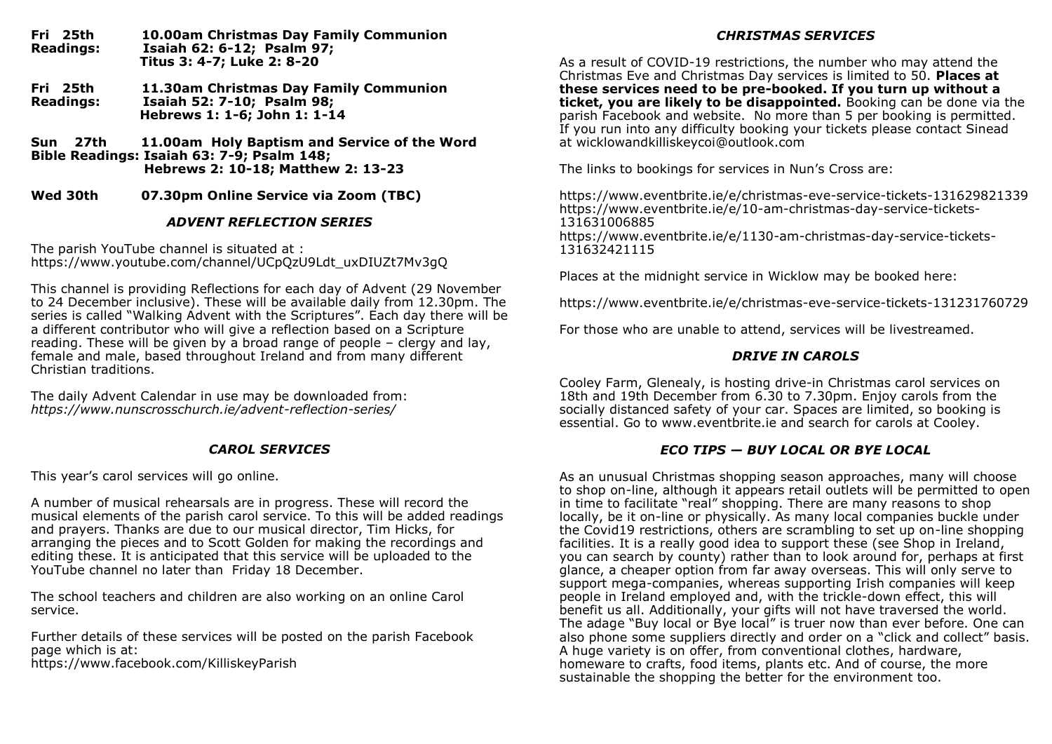**Fri 25th 10.00am Christmas Day Family Communion**
**Readings: Isaiah 62: 6-12; Psalm 97;**
**Titus 3: 4-7; Luke 2: 8-20**

**Fri 25th 11.30am Christmas Day Family Communion**
**Readings: Isaiah 52: 7-10; Psalm 98;**
**Hebrews 1: 1-6; John 1: 1-14**

**Sun 27th 11.00am Holy Baptism and Service of the Word**
**Bible Readings: Isaiah 63: 7-9; Psalm 148;**
**Hebrews 2: 10-18; Matthew 2: 13-23**

**Wed 30th 07.30pm Online Service via Zoom (TBC)**

### *ADVENT REFLECTION SERIES*

The parish YouTube channel is situated at :
https://www.youtube.com/channel/UCpQzU9Ldt_uxDIUZt7Mv3gQ

This channel is providing Reflections for each day of Advent (29 November to 24 December inclusive). These will be available daily from 12.30pm. The series is called "Walking Advent with the Scriptures". Each day there will be a different contributor who will give a reflection based on a Scripture reading. These will be given by a broad range of people – clergy and lay, female and male, based throughout Ireland and from many different Christian traditions.

The daily Advent Calendar in use may be downloaded from:
*https://www.nunscrosschurch.ie/advent-reflection-series/*

### *CAROL SERVICES*

This year's carol services will go online.

A number of musical rehearsals are in progress. These will record the musical elements of the parish carol service. To this will be added readings and prayers. Thanks are due to our musical director, Tim Hicks, for arranging the pieces and to Scott Golden for making the recordings and editing these. It is anticipated that this service will be uploaded to the YouTube channel no later than Friday 18 December.

The school teachers and children are also working on an online Carol service.

Further details of these services will be posted on the parish Facebook page which is at:
https://www.facebook.com/KilliskeyParish

### *CHRISTMAS SERVICES*

As a result of COVID-19 restrictions, the number who may attend the Christmas Eve and Christmas Day services is limited to 50. **Places at these services need to be pre-booked. If you turn up without a ticket, you are likely to be disappointed.** Booking can be done via the parish Facebook and website. No more than 5 per booking is permitted. If you run into any difficulty booking your tickets please contact Sinead at wicklowandkilliskeycoi@outlook.com

The links to bookings for services in Nun's Cross are:

https://www.eventbrite.ie/e/christmas-eve-service-tickets-131629821339
https://www.eventbrite.ie/e/10-am-christmas-day-service-tickets-131631006885
https://www.eventbrite.ie/e/1130-am-christmas-day-service-tickets-131632421115

Places at the midnight service in Wicklow may be booked here:

https://www.eventbrite.ie/e/christmas-eve-service-tickets-131231760729

For those who are unable to attend, services will be livestreamed.

### *DRIVE IN CAROLS*

Cooley Farm, Glenealy, is hosting drive-in Christmas carol services on 18th and 19th December from 6.30 to 7.30pm. Enjoy carols from the socially distanced safety of your car. Spaces are limited, so booking is essential. Go to www.eventbrite.ie and search for carols at Cooley.

### *ECO TIPS — BUY LOCAL OR BYE LOCAL*

As an unusual Christmas shopping season approaches, many will choose to shop on-line, although it appears retail outlets will be permitted to open in time to facilitate "real" shopping. There are many reasons to shop locally, be it on-line or physically. As many local companies buckle under the Covid19 restrictions, others are scrambling to set up on-line shopping facilities. It is a really good idea to support these (see Shop in Ireland, you can search by county) rather than to look around for, perhaps at first glance, a cheaper option from far away overseas. This will only serve to support mega-companies, whereas supporting Irish companies will keep people in Ireland employed and, with the trickle-down effect, this will benefit us all. Additionally, your gifts will not have traversed the world. The adage "Buy local or Bye local" is truer now than ever before. One can also phone some suppliers directly and order on a "click and collect" basis. A huge variety is on offer, from conventional clothes, hardware, homeware to crafts, food items, plants etc. And of course, the more sustainable the shopping the better for the environment too.